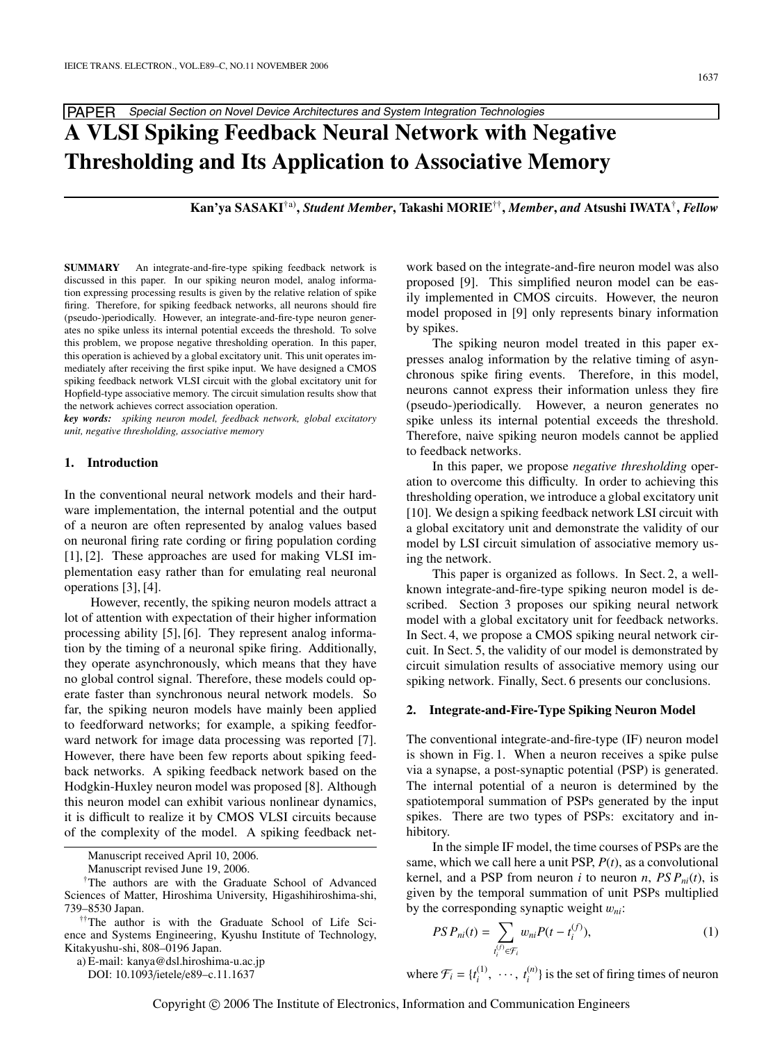PAPER *Special Section on Novel Device Architectures and System Integration Technologies*

# A VLSI Spiking Feedback Neural Network with Negative Thresholding and Its Application to Associative Memory

**Kan'ya SASAKI**[†a)], *Student Member*, **Takashi MORIE**[††], *Member*, *and* **Atsushi IWATA**[†], *Fellow*

**SUMMARY** An integrate-and-fire-type spiking feedback network is discussed in this paper. In our spiking neuron model, analog information expressing processing results is given by the relative relation of spike firing. Therefore, for spiking feedback networks, all neurons should fire (pseudo-)periodically. However, an integrate-and-fire-type neuron generates no spike unless its internal potential exceeds the threshold. To solve this problem, we propose negative thresholding operation. In this paper, this operation is achieved by a global excitatory unit. This unit operates immediately after receiving the first spike input. We have designed a CMOS spiking feedback network VLSI circuit with the global excitatory unit for Hopfield-type associative memory. The circuit simulation results show that the network achieves correct association operation.

***key words:*** *spiking neuron model, feedback network, global excitatory unit, negative thresholding, associative memory*

## 1. Introduction

In the conventional neural network models and their hardware implementation, the internal potential and the output of a neuron are often represented by analog values based on neuronal firing rate cording or firing population cording [1], [2]. These approaches are used for making VLSI implementation easy rather than for emulating real neuronal operations [3], [4].

However, recently, the spiking neuron models attract a lot of attention with expectation of their higher information processing ability [5], [6]. They represent analog information by the timing of a neuronal spike firing. Additionally, they operate asynchronously, which means that they have no global control signal. Therefore, these models could operate faster than synchronous neural network models. So far, the spiking neuron models have mainly been applied to feedforward networks; for example, a spiking feedforward network for image data processing was reported [7]. However, there have been few reports about spiking feedback networks. A spiking feedback network based on the Hodgkin-Huxley neuron model was proposed [8]. Although this neuron model can exhibit various nonlinear dynamics, it is difficult to realize it by CMOS VLSI circuits because of the complexity of the model. A spiking feedback network based on the integrate-and-fire neuron model was also proposed [9]. This simplified neuron model can be easily implemented in CMOS circuits. However, the neuron model proposed in [9] only represents binary information by spikes.

The spiking neuron model treated in this paper expresses analog information by the relative timing of asynchronous spike firing events. Therefore, in this model, neurons cannot express their information unless they fire (pseudo-)periodically. However, a neuron generates no spike unless its internal potential exceeds the threshold. Therefore, naive spiking neuron models cannot be applied to feedback networks.

In this paper, we propose *negative thresholding* operation to overcome this difficulty. In order to achieving this thresholding operation, we introduce a global excitatory unit [10]. We design a spiking feedback network LSI circuit with a global excitatory unit and demonstrate the validity of our model by LSI circuit simulation of associative memory using the network.

This paper is organized as follows. In Sect. 2, a well-known integrate-and-fire-type spiking neuron model is described. Section 3 proposes our spiking neural network model with a global excitatory unit for feedback networks. In Sect. 4, we propose a CMOS spiking neural network circuit. In Sect. 5, the validity of our model is demonstrated by circuit simulation results of associative memory using our spiking network. Finally, Sect. 6 presents our conclusions.

## 2. Integrate-and-Fire-Type Spiking Neuron Model

The conventional integrate-and-fire-type (IF) neuron model is shown in Fig. 1. When a neuron receives a spike pulse via a synapse, a post-synaptic potential (PSP) is generated. The internal potential of a neuron is determined by the spatiotemporal summation of PSPs generated by the input spikes. There are two types of PSPs: excitatory and inhibitory.

In the simple IF model, the time courses of PSPs are the same, which we call here a unit PSP, $P(t)$, as a convolutional kernel, and a PSP from neuron $i$ to neuron $n$, $PSP_{ni}(t)$, is given by the temporal summation of unit PSPs multiplied by the corresponding synaptic weight $w_{ni}$:

$$PSP_{ni}(t) = \sum_{t_i^{(f)} \in \mathcal{F}_i} w_{ni} P(t - t_i^{(f)}), \tag{1}$$

where $\mathcal{F}_i = \{t_i^{(1)}, \cdots, t_i^{(n)}\}$ is the set of firing times of neuron

---

Manuscript received April 10, 2006.

Manuscript revised June 19, 2006.

[†]The authors are with the Graduate School of Advanced Sciences of Matter, Hiroshima University, Higashihiroshima-shi, 739–8530 Japan.

[††]The author is with the Graduate School of Life Science and Systems Engineering, Kyushu Institute of Technology, Kitakyushu-shi, 808–0196 Japan.

a) E-mail: kanya@dsl.hiroshima-u.ac.jp

DOI: 10.1093/ietele/e89–c.11.1637

Copyright © 2006 The Institute of Electronics, Information and Communication Engineers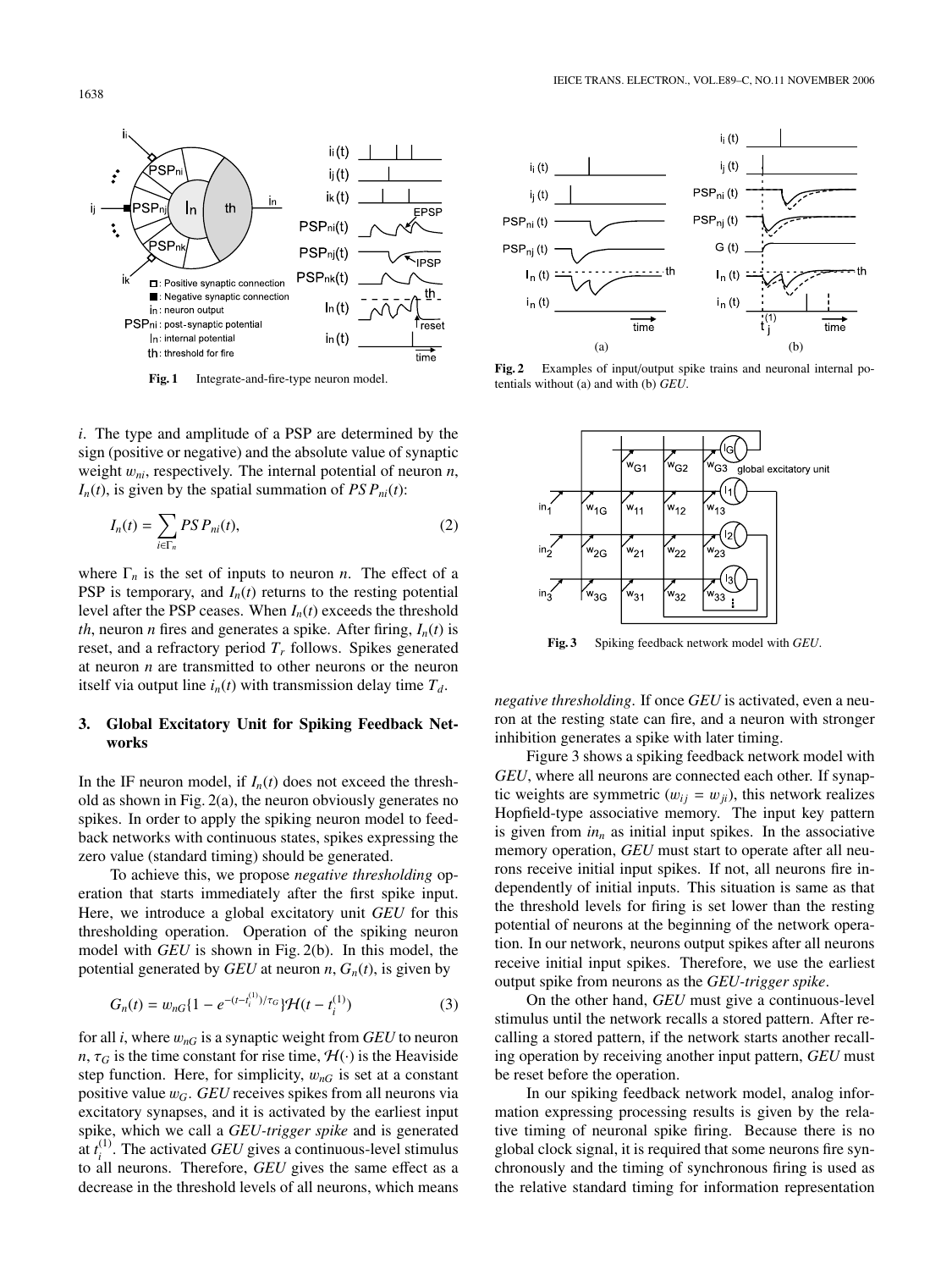**Fig. 1** Integrate-and-fire-type neuron model.

**Fig. 2** Examples of input/output spike trains and neuronal internal potentials without (a) and with (b) *GEU*.

**Fig. 3** Spiking feedback network model with *GEU*.

$i$. The type and amplitude of a PSP are determined by the sign (positive or negative) and the absolute value of synaptic weight $w_{ni}$, respectively. The internal potential of neuron $n$, $I_n(t)$, is given by the spatial summation of $PSP_{ni}(t)$:

$$I_n(t) = \sum_{i \in \Gamma_n} PSP_{ni}(t), \tag{2}$$

where $\Gamma_n$ is the set of inputs to neuron $n$. The effect of a PSP is temporary, and $I_n(t)$ returns to the resting potential level after the PSP ceases. When $I_n(t)$ exceeds the threshold $th$, neuron $n$ fires and generates a spike. After firing, $I_n(t)$ is reset, and a refractory period $T_r$ follows. Spikes generated at neuron $n$ are transmitted to other neurons or the neuron itself via output line $i_n(t)$ with transmission delay time $T_d$.

## 3. Global Excitatory Unit for Spiking Feedback Networks

In the IF neuron model, if $I_n(t)$ does not exceed the threshold as shown in Fig. 2(a), the neuron obviously generates no spikes. In order to apply the spiking neuron model to feedback networks with continuous states, spikes expressing the zero value (standard timing) should be generated.

To achieve this, we propose *negative thresholding* operation that starts immediately after the first spike input. Here, we introduce a global excitatory unit *GEU* for this thresholding operation. Operation of the spiking neuron model with *GEU* is shown in Fig. 2(b). In this model, the potential generated by *GEU* at neuron $n$, $G_n(t)$, is given by

$$G_n(t) = w_{nG}\{1 - e^{-(t-t_i^{(1)})/\tau_G}\}\mathcal{H}(t - t_i^{(1)}) \tag{3}$$

for all $i$, where $w_{nG}$ is a synaptic weight from *GEU* to neuron $n$, $\tau_G$ is the time constant for rise time, $\mathcal{H}(\cdot)$ is the Heaviside step function. Here, for simplicity, $w_{nG}$ is set at a constant positive value $w_G$. *GEU* receives spikes from all neurons via excitatory synapses, and it is activated by the earliest input spike, which we call a *GEU-trigger spike* and is generated at $t_i^{(1)}$. The activated *GEU* gives a continuous-level stimulus to all neurons. Therefore, *GEU* gives the same effect as a decrease in the threshold levels of all neurons, which means *negative thresholding*. If once *GEU* is activated, even a neuron at the resting state can fire, and a neuron with stronger inhibition generates a spike with later timing.

Figure 3 shows a spiking feedback network model with *GEU*, where all neurons are connected each other. If synaptic weights are symmetric ($w_{ij} = w_{ji}$), this network realizes Hopfield-type associative memory. The input key pattern is given from $in_n$ as initial input spikes. In the associative memory operation, *GEU* must start to operate after all neurons receive initial input spikes. If not, all neurons fire independently of initial inputs. This situation is same as that the threshold levels for firing is set lower than the resting potential of neurons at the beginning of the network operation. In our network, neurons output spikes after all neurons receive initial input spikes. Therefore, we use the earliest output spike from neurons as the *GEU-trigger spike*.

On the other hand, *GEU* must give a continuous-level stimulus until the network recalls a stored pattern. After recalling a stored pattern, if the network starts another recalling operation by receiving another input pattern, *GEU* must be reset before the operation.

In our spiking feedback network model, analog information expressing processing results is given by the relative timing of neuronal spike firing. Because there is no global clock signal, it is required that some neurons fire synchronously and the timing of synchronous firing is used as the relative standard timing for information representation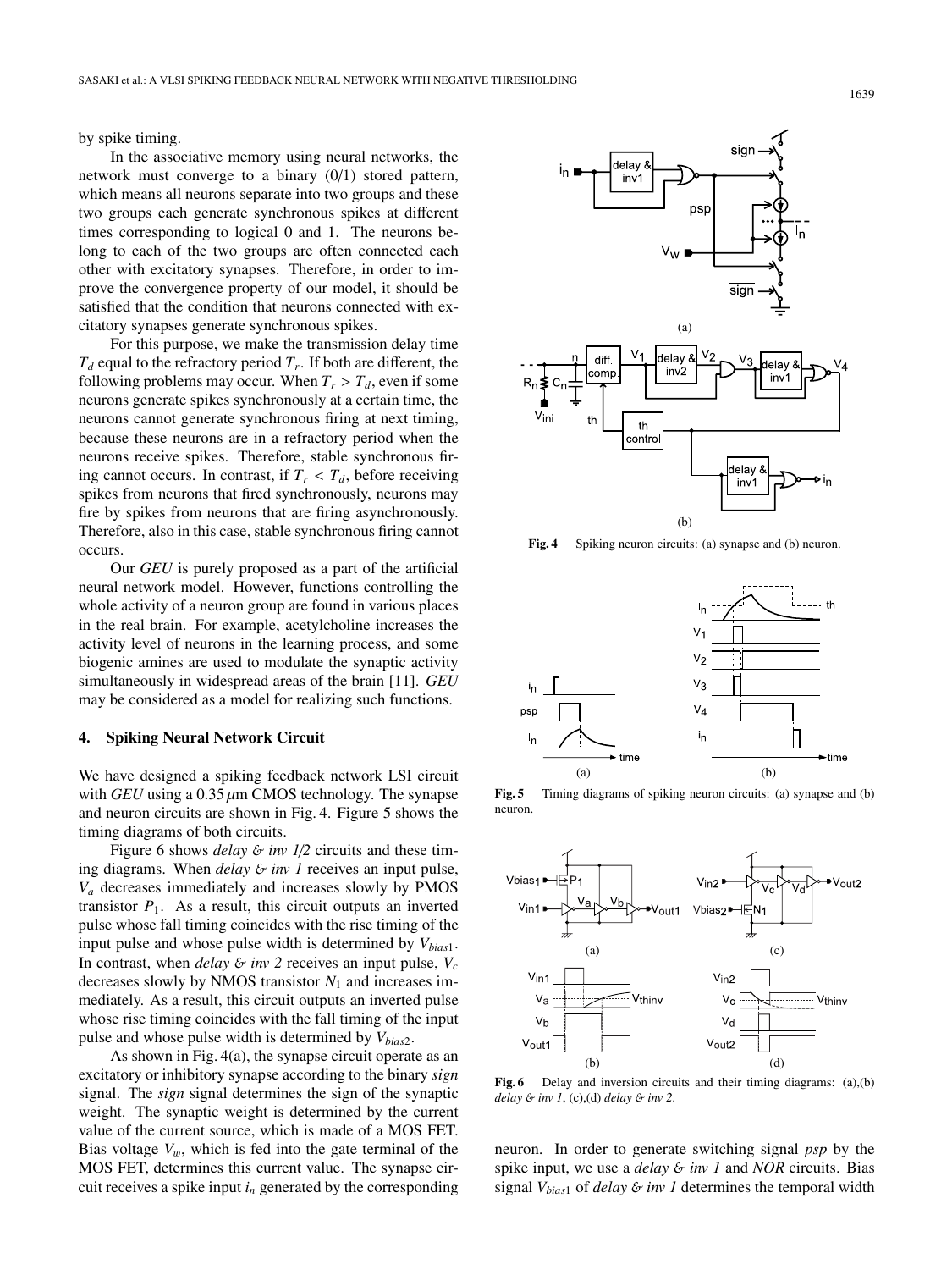by spike timing.

In the associative memory using neural networks, the network must converge to a binary (0/1) stored pattern, which means all neurons separate into two groups and these two groups each generate synchronous spikes at different times corresponding to logical 0 and 1. The neurons belong to each of the two groups are often connected each other with excitatory synapses. Therefore, in order to improve the convergence property of our model, it should be satisfied that the condition that neurons connected with excitatory synapses generate synchronous spikes.

For this purpose, we make the transmission delay time $T_d$ equal to the refractory period $T_r$. If both are different, the following problems may occur. When $T_r > T_d$, even if some neurons generate spikes synchronously at a certain time, the neurons cannot generate synchronous firing at next timing, because these neurons are in a refractory period when the neurons receive spikes. Therefore, stable synchronous firing cannot occurs. In contrast, if $T_r < T_d$, before receiving spikes from neurons that fired synchronously, neurons may fire by spikes from neurons that are firing asynchronously. Therefore, also in this case, stable synchronous firing cannot occurs.

Our *GEU* is purely proposed as a part of the artificial neural network model. However, functions controlling the whole activity of a neuron group are found in various places in the real brain. For example, acetylcholine increases the activity level of neurons in the learning process, and some biogenic amines are used to modulate the synaptic activity simultaneously in widespread areas of the brain [11]. *GEU* may be considered as a model for realizing such functions.

## 4. Spiking Neural Network Circuit

We have designed a spiking feedback network LSI circuit with *GEU* using a 0.35 $\mu$m CMOS technology. The synapse and neuron circuits are shown in Fig. 4. Figure 5 shows the timing diagrams of both circuits.

Figure 6 shows *delay & inv 1/2* circuits and these timing diagrams. When *delay & inv 1* receives an input pulse, $V_a$ decreases immediately and increases slowly by PMOS transistor $P_1$. As a result, this circuit outputs an inverted pulse whose fall timing coincides with the rise timing of the input pulse and whose pulse width is determined by $V_{bias1}$. In contrast, when *delay & inv 2* receives an input pulse, $V_c$ decreases slowly by NMOS transistor $N_1$ and increases immediately. As a result, this circuit outputs an inverted pulse whose rise timing coincides with the fall timing of the input pulse and whose pulse width is determined by $V_{bias2}$.

As shown in Fig. 4(a), the synapse circuit operate as an excitatory or inhibitory synapse according to the binary *sign* signal. The *sign* signal determines the sign of the synaptic weight. The synaptic weight is determined by the current value of the current source, which is made of a MOS FET. Bias voltage $V_w$, which is fed into the gate terminal of the MOS FET, determines this current value. The synapse circuit receives a spike input $i_n$ generated by the corresponding neuron. In order to generate switching signal *psp* by the spike input, we use a *delay & inv 1* and *NOR* circuits. Bias signal $V_{bias1}$ of *delay & inv 1* determines the temporal width

**Fig. 4** Spiking neuron circuits: (a) synapse and (b) neuron.

**Fig. 5** Timing diagrams of spiking neuron circuits: (a) synapse and (b) neuron.

**Fig. 6** Delay and inversion circuits and their timing diagrams: (a),(b) *delay & inv 1*, (c),(d) *delay & inv 2*.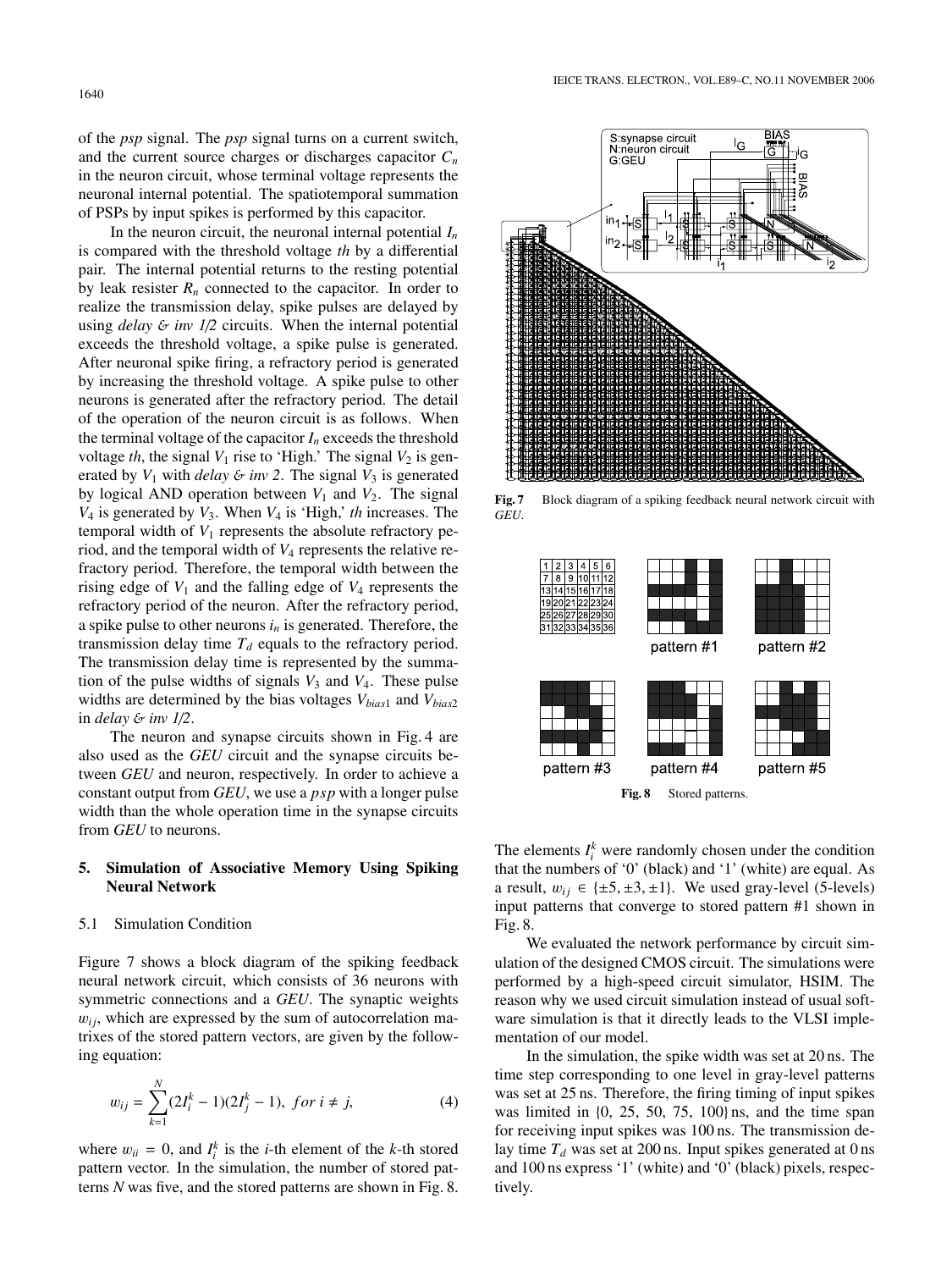of the *psp* signal. The *psp* signal turns on a current switch, and the current source charges or discharges capacitor $C_n$ in the neuron circuit, whose terminal voltage represents the neuronal internal potential. The spatiotemporal summation of PSPs by input spikes is performed by this capacitor.

In the neuron circuit, the neuronal internal potential $I_n$ is compared with the threshold voltage *th* by a differential pair. The internal potential returns to the resting potential by leak resister $R_n$ connected to the capacitor. In order to realize the transmission delay, spike pulses are delayed by using *delay & inv 1/2* circuits. When the internal potential exceeds the threshold voltage, a spike pulse is generated. After neuronal spike firing, a refractory period is generated by increasing the threshold voltage. A spike pulse to other neurons is generated after the refractory period. The detail of the operation of the neuron circuit is as follows. When the terminal voltage of the capacitor $I_n$ exceeds the threshold voltage *th*, the signal $V_1$ rise to 'High.' The signal $V_2$ is generated by $V_1$ with *delay & inv 2*. The signal $V_3$ is generated by logical AND operation between $V_1$ and $V_2$. The signal $V_4$ is generated by $V_3$. When $V_4$ is 'High,' *th* increases. The temporal width of $V_1$ represents the absolute refractory period, and the temporal width of $V_4$ represents the relative refractory period. Therefore, the temporal width between the rising edge of $V_1$ and the falling edge of $V_4$ represents the refractory period of the neuron. After the refractory period, a spike pulse to other neurons $i_n$ is generated. Therefore, the transmission delay time $T_d$ equals to the refractory period. The transmission delay time is represented by the summation of the pulse widths of signals $V_3$ and $V_4$. These pulse widths are determined by the bias voltages $V_{bias1}$ and $V_{bias2}$ in *delay & inv 1/2*.

The neuron and synapse circuits shown in Fig. 4 are also used as the *GEU* circuit and the synapse circuits between *GEU* and neuron, respectively. In order to achieve a constant output from *GEU*, we use a *psp* with a longer pulse width than the whole operation time in the synapse circuits from *GEU* to neurons.

## 5. Simulation of Associative Memory Using Spiking Neural Network

### 5.1 Simulation Condition

Figure 7 shows a block diagram of the spiking feedback neural network circuit, which consists of 36 neurons with symmetric connections and a *GEU*. The synaptic weights $w_{ij}$, which are expressed by the sum of autocorrelation matrixes of the stored pattern vectors, are given by the following equation:

$$w_{ij} = \sum_{k=1}^{N} (2I_i^k - 1)(2I_j^k - 1), \ for \ i \neq j, \tag{4}$$

where $w_{ii} = 0$, and $I_i^k$ is the *i*-th element of the *k*-th stored pattern vector. In the simulation, the number of stored patterns $N$ was five, and the stored patterns are shown in Fig. 8.

**Fig. 7** Block diagram of a spiking feedback neural network circuit with *GEU*.

**Fig. 8** Stored patterns.

The elements $I_i^k$ were randomly chosen under the condition that the numbers of '0' (black) and '1' (white) are equal. As a result, $w_{ij} \in \{\pm 5, \pm 3, \pm 1\}$. We used gray-level (5-levels) input patterns that converge to stored pattern #1 shown in Fig. 8.

We evaluated the network performance by circuit simulation of the designed CMOS circuit. The simulations were performed by a high-speed circuit simulator, HSIM. The reason why we used circuit simulation instead of usual software simulation is that it directly leads to the VLSI implementation of our model.

In the simulation, the spike width was set at 20 ns. The time step corresponding to one level in gray-level patterns was set at 25 ns. Therefore, the firing timing of input spikes was limited in {0, 25, 50, 75, 100} ns, and the time span for receiving input spikes was 100 ns. The transmission delay time $T_d$ was set at 200 ns. Input spikes generated at 0 ns and 100 ns express '1' (white) and '0' (black) pixels, respectively.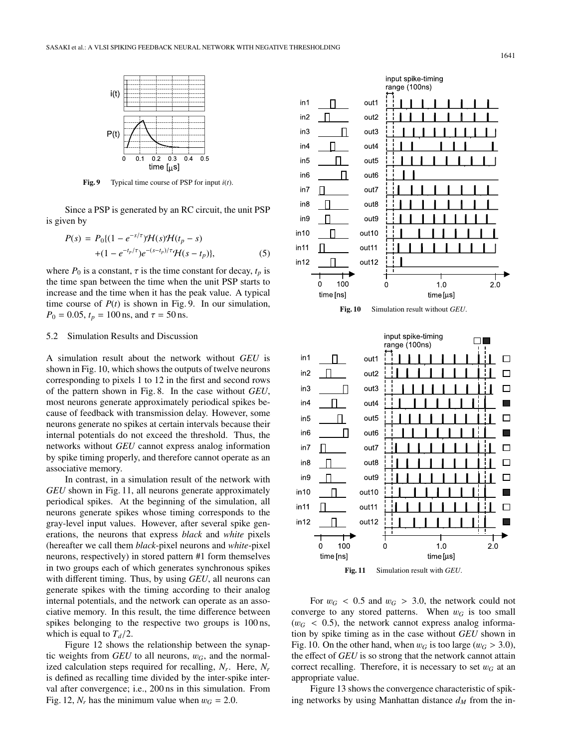Fig. 9 Typical time course of PSP for input $i(t)$.

Since a PSP is generated by an RC circuit, the unit PSP is given by

$$P(s) = P_0\{(1 - e^{-s/\tau})\mathcal{H}(s)\mathcal{H}(t_p - s) + (1 - e^{-t_p/\tau})e^{-(s-t_p)/\tau}\mathcal{H}(s - t_p)\}, \quad (5)$$

where $P_0$ is a constant, $\tau$ is the time constant for decay, $t_p$ is the time span between the time when the unit PSP starts to increase and the time when it has the peak value. A typical time course of $P(t)$ is shown in Fig. 9. In our simulation, $P_0 = 0.05$, $t_p = 100$ ns, and $\tau = 50$ ns.

### 5.2 Simulation Results and Discussion

A simulation result about the network without *GEU* is shown in Fig. 10, which shows the outputs of twelve neurons corresponding to pixels 1 to 12 in the first and second rows of the pattern shown in Fig. 8. In the case without *GEU*, most neurons generate approximately periodical spikes because of feedback with transmission delay. However, some neurons generate no spikes at certain intervals because their internal potentials do not exceed the threshold. Thus, the networks without *GEU* cannot express analog information by spike timing properly, and therefore cannot operate as an associative memory.

In contrast, in a simulation result of the network with *GEU* shown in Fig. 11, all neurons generate approximately periodical spikes. At the beginning of the simulation, all neurons generate spikes whose timing corresponds to the gray-level input values. However, after several spike generations, the neurons that express *black* and *white* pixels (hereafter we call them *black*-pixel neurons and *white*-pixel neurons, respectively) in stored pattern #1 form themselves in two groups each of which generates synchronous spikes with different timing. Thus, by using *GEU*, all neurons can generate spikes with the timing according to their analog internal potentials, and the network can operate as an associative memory. In this result, the time difference between spikes belonging to the respective two groups is 100 ns, which is equal to $T_d/2$.

Figure 12 shows the relationship between the synaptic weights from *GEU* to all neurons, $w_G$, and the normalized calculation steps required for recalling, $N_r$. Here, $N_r$ is defined as recalling time divided by the inter-spike interval after convergence; i.e., 200 ns in this simulation. From Fig. 12, $N_r$ has the minimum value when $w_G = 2.0$.

Fig. 10 Simulation result without *GEU*.

Fig. 11 Simulation result with *GEU*.

For $w_G < 0.5$ and $w_G > 3.0$, the network could not converge to any stored patterns. When $w_G$ is too small ($w_G < 0.5$), the network cannot express analog information by spike timing as in the case without *GEU* shown in Fig. 10. On the other hand, when $w_G$ is too large ($w_G > 3.0$), the effect of *GEU* is so strong that the network cannot attain correct recalling. Therefore, it is necessary to set $w_G$ at an appropriate value.

Figure 13 shows the convergence characteristic of spiking networks by using Manhattan distance $d_M$ from the in-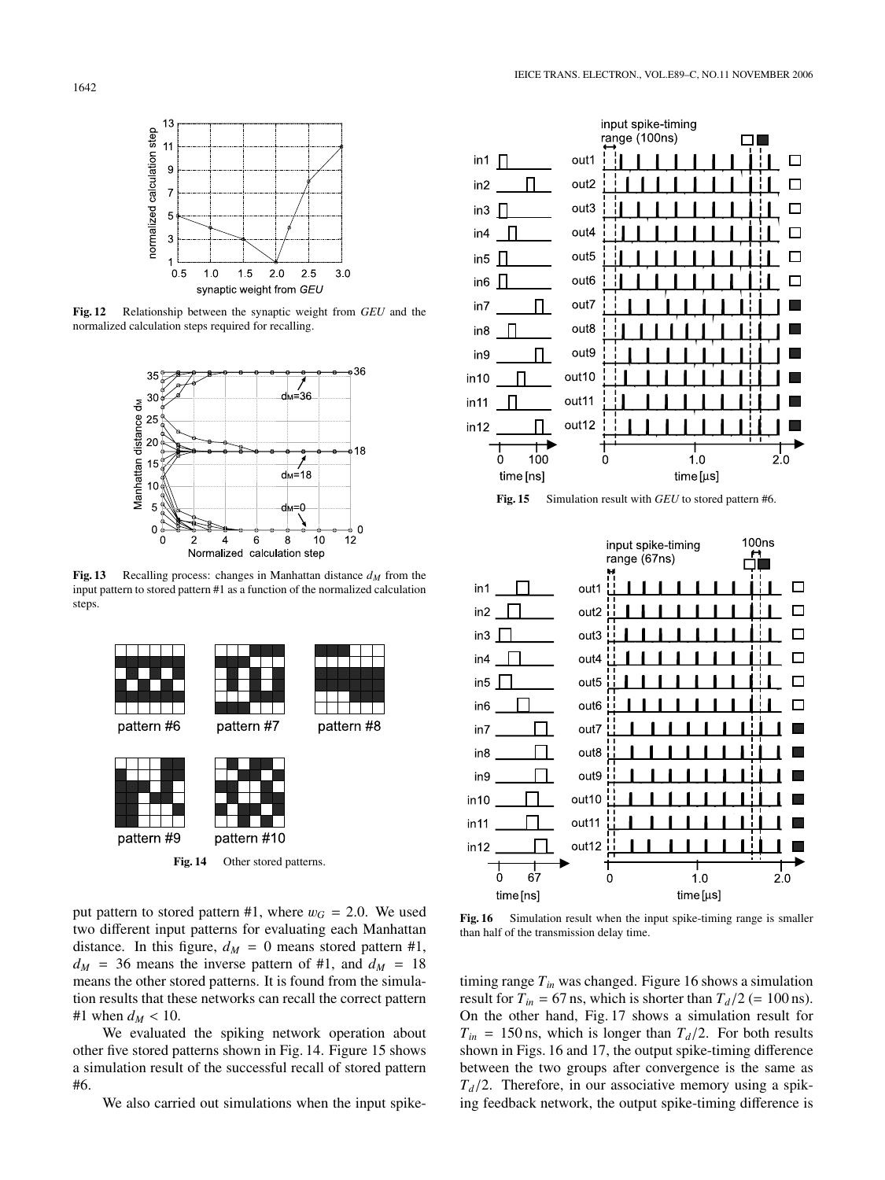**Fig. 12** Relationship between the synaptic weight from *GEU* and the normalized calculation steps required for recalling.

**Fig. 13** Recalling process: changes in Manhattan distance $d_M$ from the input pattern to stored pattern #1 as a function of the normalized calculation steps.

**Fig. 14** Other stored patterns.

put pattern to stored pattern #1, where $w_G = 2.0$. We used two different input patterns for evaluating each Manhattan distance. In this figure, $d_M = 0$ means stored pattern #1, $d_M = 36$ means the inverse pattern of #1, and $d_M = 18$ means the other stored patterns. It is found from the simulation results that these networks can recall the correct pattern #1 when $d_M < 10$.

We evaluated the spiking network operation about other five stored patterns shown in Fig. 14. Figure 15 shows a simulation result of the successful recall of stored pattern #6.

We also carried out simulations when the input spike-timing range $T_{in}$ was changed. Figure 16 shows a simulation result for $T_{in} = 67$ ns, which is shorter than $T_d/2$ (= 100 ns). On the other hand, Fig. 17 shows a simulation result for $T_{in} = 150$ ns, which is longer than $T_d/2$. For both results shown in Figs. 16 and 17, the output spike-timing difference between the two groups after convergence is the same as $T_d/2$. Therefore, in our associative memory using a spiking feedback network, the output spike-timing difference is

**Fig. 15** Simulation result with *GEU* to stored pattern #6.

**Fig. 16** Simulation result when the input spike-timing range is smaller than half of the transmission delay time.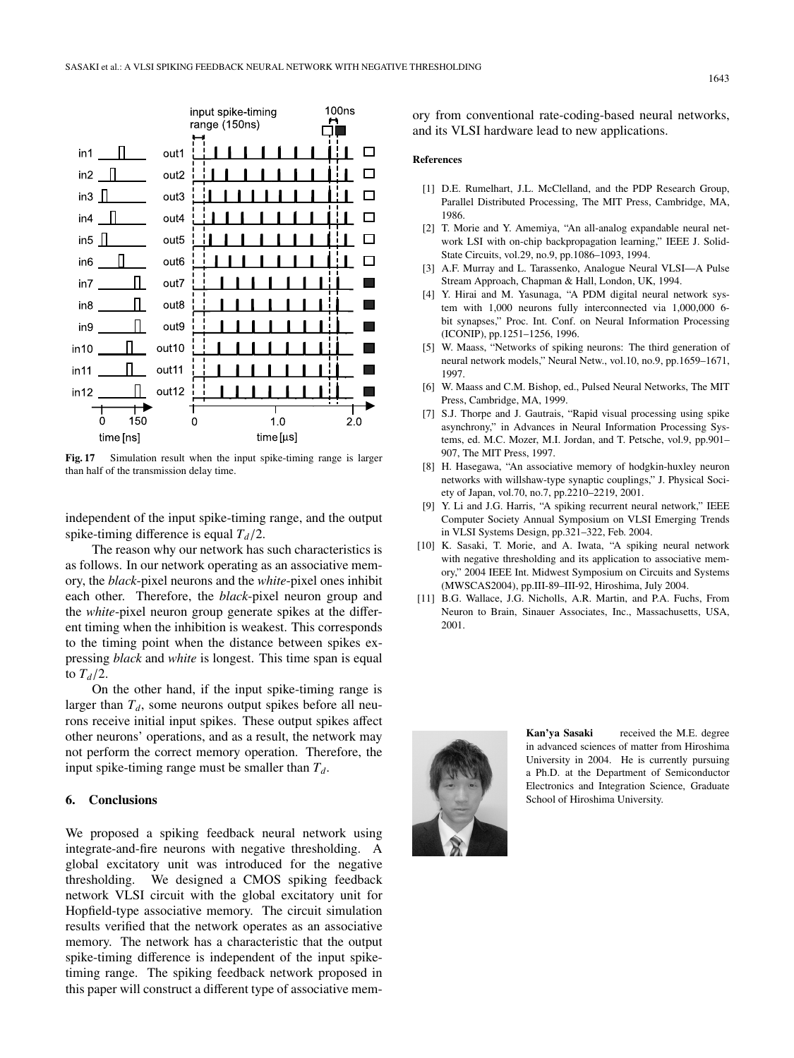Fig. 17 Simulation result when the input spike-timing range is larger than half of the transmission delay time.

independent of the input spike-timing range, and the output spike-timing difference is equal $T_d/2$.

The reason why our network has such characteristics is as follows. In our network operating as an associative memory, the *black*-pixel neurons and the *white*-pixel ones inhibit each other. Therefore, the *black*-pixel neuron group and the *white*-pixel neuron group generate spikes at the different timing when the inhibition is weakest. This corresponds to the timing point when the distance between spikes expressing *black* and *white* is longest. This time span is equal to $T_d/2$.

On the other hand, if the input spike-timing range is larger than $T_d$, some neurons output spikes before all neurons receive initial input spikes. These output spikes affect other neurons' operations, and as a result, the network may not perform the correct memory operation. Therefore, the input spike-timing range must be smaller than $T_d$.

## 6. Conclusions

We proposed a spiking feedback neural network using integrate-and-fire neurons with negative thresholding. A global excitatory unit was introduced for the negative thresholding. We designed a CMOS spiking feedback network VLSI circuit with the global excitatory unit for Hopfield-type associative memory. The circuit simulation results verified that the network operates as an associative memory. The network has a characteristic that the output spike-timing difference is independent of the input spike-timing range. The spiking feedback network proposed in this paper will construct a different type of associative memory from conventional rate-coding-based neural networks, and its VLSI hardware lead to new applications.

### References

[1] D.E. Rumelhart, J.L. McClelland, and the PDP Research Group, Parallel Distributed Processing, The MIT Press, Cambridge, MA, 1986.

[2] T. Morie and Y. Amemiya, "An all-analog expandable neural network LSI with on-chip backpropagation learning," IEEE J. Solid-State Circuits, vol.29, no.9, pp.1086–1093, 1994.

[3] A.F. Murray and L. Tarassenko, Analogue Neural VLSI—A Pulse Stream Approach, Chapman & Hall, London, UK, 1994.

[4] Y. Hirai and M. Yasunaga, "A PDM digital neural network system with 1,000 neurons fully interconnected via 1,000,000 6-bit synapses," Proc. Int. Conf. on Neural Information Processing (ICONIP), pp.1251–1256, 1996.

[5] W. Maass, "Networks of spiking neurons: The third generation of neural network models," Neural Netw., vol.10, no.9, pp.1659–1671, 1997.

[6] W. Maass and C.M. Bishop, ed., Pulsed Neural Networks, The MIT Press, Cambridge, MA, 1999.

[7] S.J. Thorpe and J. Gautrais, "Rapid visual processing using spike asynchrony," in Advances in Neural Information Processing Systems, ed. M.C. Mozer, M.I. Jordan, and T. Petsche, vol.9, pp.901–907, The MIT Press, 1997.

[8] H. Hasegawa, "An associative memory of hodgkin-huxley neuron networks with willshaw-type synaptic couplings," J. Physical Society of Japan, vol.70, no.7, pp.2210–2219, 2001.

[9] Y. Li and J.G. Harris, "A spiking recurrent neural network," IEEE Computer Society Annual Symposium on VLSI Emerging Trends in VLSI Systems Design, pp.321–322, Feb. 2004.

[10] K. Sasaki, T. Morie, and A. Iwata, "A spiking neural network with negative thresholding and its application to associative memory," 2004 IEEE Int. Midwest Symposium on Circuits and Systems (MWSCAS2004), pp.III-89–III-92, Hiroshima, July 2004.

[11] B.G. Wallace, J.G. Nicholls, A.R. Martin, and P.A. Fuchs, From Neuron to Brain, Sinauer Associates, Inc., Massachusetts, USA, 2001.

**Kan'ya Sasaki** received the M.E. degree in advanced sciences of matter from Hiroshima University in 2004. He is currently pursuing a Ph.D. at the Department of Semiconductor Electronics and Integration Science, Graduate School of Hiroshima University.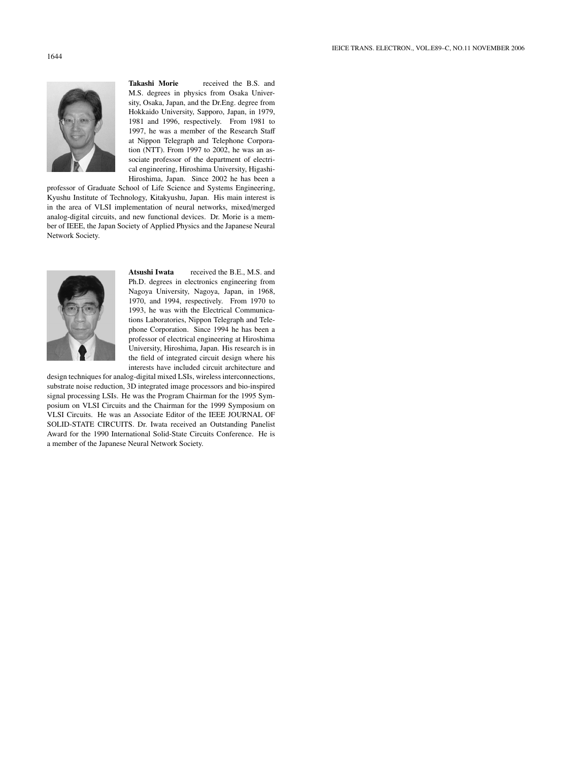**Takashi Morie** received the B.S. and M.S. degrees in physics from Osaka University, Osaka, Japan, and the Dr.Eng. degree from Hokkaido University, Sapporo, Japan, in 1979, 1981 and 1996, respectively. From 1981 to 1997, he was a member of the Research Staff at Nippon Telegraph and Telephone Corporation (NTT). From 1997 to 2002, he was an associate professor of the department of electrical engineering, Hiroshima University, Higashi-Hiroshima, Japan. Since 2002 he has been a professor of Graduate School of Life Science and Systems Engineering, Kyushu Institute of Technology, Kitakyushu, Japan. His main interest is in the area of VLSI implementation of neural networks, mixed/merged analog-digital circuits, and new functional devices. Dr. Morie is a member of IEEE, the Japan Society of Applied Physics and the Japanese Neural Network Society.

**Atsushi Iwata** received the B.E., M.S. and Ph.D. degrees in electronics engineering from Nagoya University, Nagoya, Japan, in 1968, 1970, and 1994, respectively. From 1970 to 1993, he was with the Electrical Communications Laboratories, Nippon Telegraph and Telephone Corporation. Since 1994 he has been a professor of electrical engineering at Hiroshima University, Hiroshima, Japan. His research is in the field of integrated circuit design where his interests have included circuit architecture and design techniques for analog-digital mixed LSIs, wireless interconnections, substrate noise reduction, 3D integrated image processors and bio-inspired signal processing LSIs. He was the Program Chairman for the 1995 Symposium on VLSI Circuits and the Chairman for the 1999 Symposium on VLSI Circuits. He was an Associate Editor of the IEEE JOURNAL OF SOLID-STATE CIRCUITS. Dr. Iwata received an Outstanding Panelist Award for the 1990 International Solid-State Circuits Conference. He is a member of the Japanese Neural Network Society.